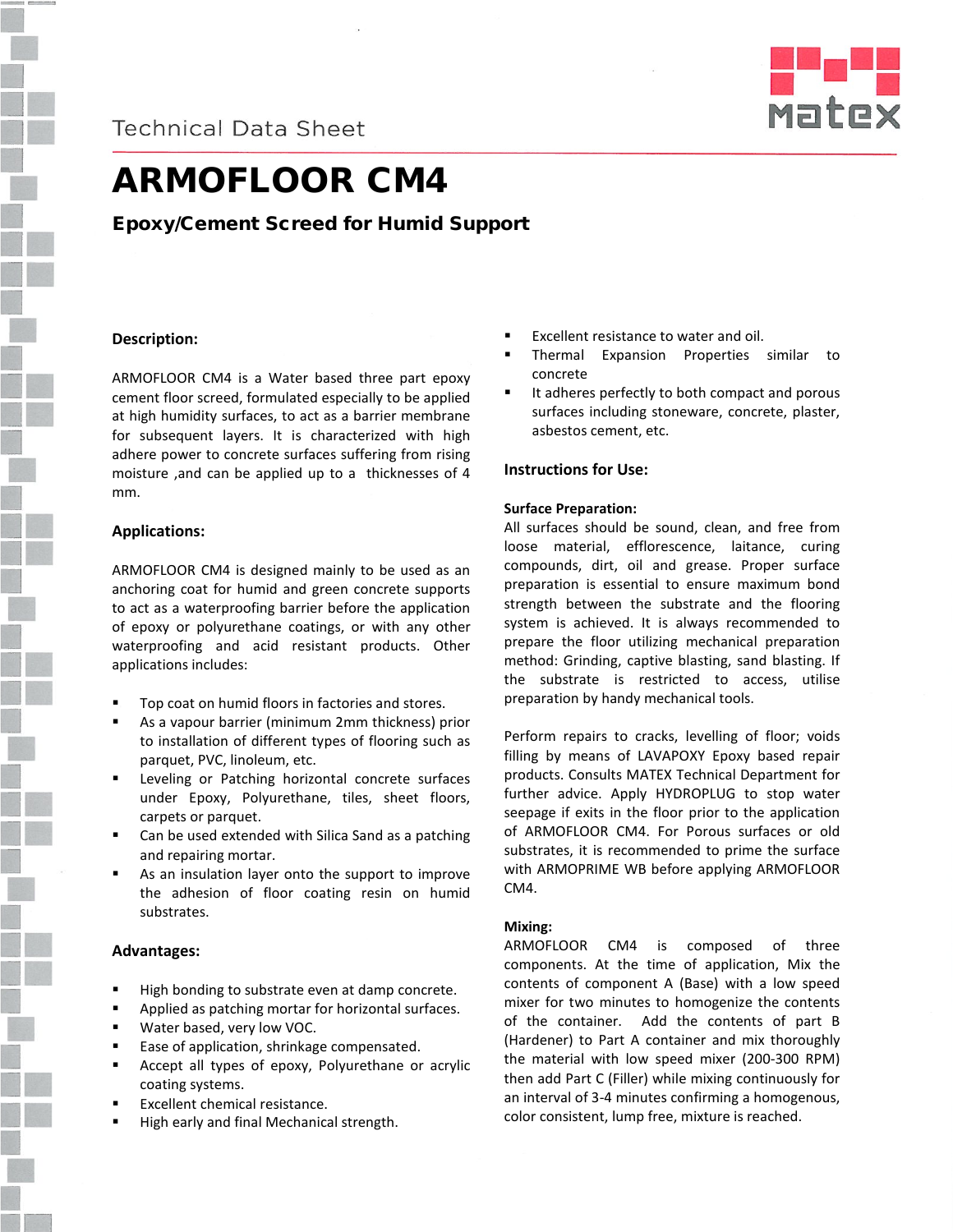Technical Data Sheet

# ARMOFLOOR CM4

## Epoxy/Cement Screed for Humid Support

### Description:

ARMOFLOOR CM4 is a Water based three part epoxy cement floor screed, formulated especially to be applied at high humidity surfaces, to act as a barrier membrane for subsequent layers. It is characterized with high adhere power to concrete surfaces suffering from rising moisture ,and can be applied up to a thicknesses of 4 mm.

### Applications:

ARMOFLOOR CM4 is designed mainly to be used as an anchoring coat for humid and green concrete supports to act as a waterproofing barrier before the application of epoxy or polyurethane coatings, or with any other waterproofing and acid resistant products. Other applications includes:

- Top coat on humid floors in factories and stores.
- As a vapour barrier (minimum 2mm thickness) prior to installation of different types of flooring such as parquet, PVC, linoleum, etc.
- Leveling or Patching horizontal concrete surfaces under Epoxy, Polyurethane, tiles, sheet floors, carpets or parquet.
- Can be used extended with Silica Sand as a patching and repairing mortar.
- As an insulation layer onto the support to improve the adhesion of floor coating resin on humid substrates.

### Advantages:

- High bonding to substrate even at damp concrete.
- Applied as patching mortar for horizontal surfaces.
- Water based, very low VOC.
- Ease of application, shrinkage compensated.
- Accept all types of epoxy, Polyurethane or acrylic coating systems.
- Excellent chemical resistance.
- High early and final Mechanical strength.
- Excellent resistance to water and oil.
- Thermal Expansion Properties similar to concrete
- It adheres perfectly to both compact and porous surfaces including stoneware, concrete, plaster, asbestos cement, etc.

### Instructions for Use:

**Surface Preparation:**
All surfaces should be sound, clean, and free from loose material, efflorescence, laitance, curing compounds, dirt, oil and grease. Proper surface preparation is essential to ensure maximum bond strength between the substrate and the flooring system is achieved. It is always recommended to prepare the floor utilizing mechanical preparation method: Grinding, captive blasting, sand blasting. If the substrate is restricted to access, utilise preparation by handy mechanical tools.

Perform repairs to cracks, levelling of floor; voids filling by means of LAVAPOXY Epoxy based repair products. Consults MATEX Technical Department for further advice. Apply HYDROPLUG to stop water seepage if exits in the floor prior to the application of ARMOFLOOR CM4. For Porous surfaces or old substrates, it is recommended to prime the surface with ARMOPRIME WB before applying ARMOFLOOR CM4.

**Mixing:**
ARMOFLOOR CM4 is composed of three components. At the time of application, Mix the contents of component A (Base) with a low speed mixer for two minutes to homogenize the contents of the container. Add the contents of part B (Hardener) to Part A container and mix thoroughly the material with low speed mixer (200-300 RPM) then add Part C (Filler) while mixing continuously for an interval of 3-4 minutes confirming a homogenous, color consistent, lump free, mixture is reached.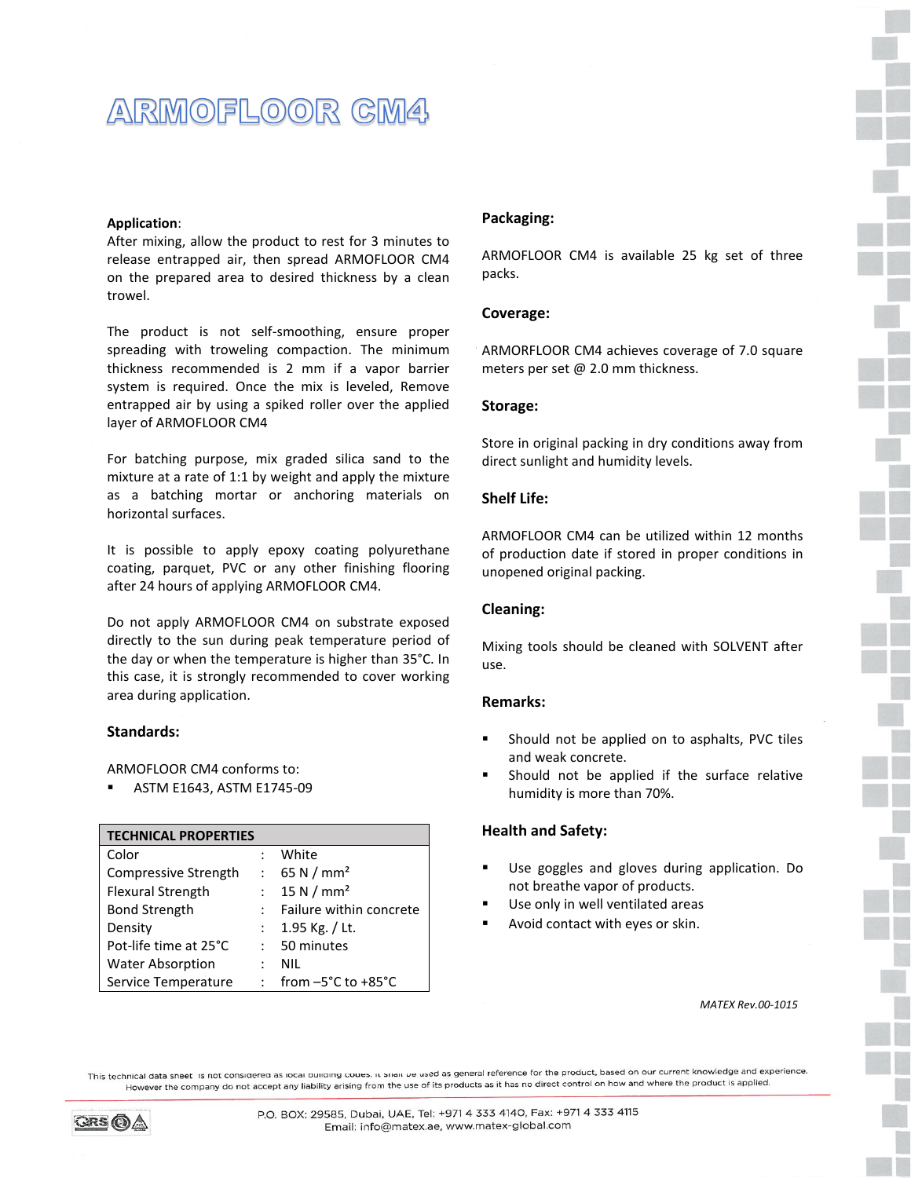# ARMOFLOOR CM4

**Application**:
After mixing, allow the product to rest for 3 minutes to release entrapped air, then spread ARMOFLOOR CM4 on the prepared area to desired thickness by a clean trowel.

The product is not self-smoothing, ensure proper spreading with troweling compaction. The minimum thickness recommended is 2 mm if a vapor barrier system is required. Once the mix is leveled, Remove entrapped air by using a spiked roller over the applied layer of ARMOFLOOR CM4

For batching purpose, mix graded silica sand to the mixture at a rate of 1:1 by weight and apply the mixture as a batching mortar or anchoring materials on horizontal surfaces.

It is possible to apply epoxy coating polyurethane coating, parquet, PVC or any other finishing flooring after 24 hours of applying ARMOFLOOR CM4.

Do not apply ARMOFLOOR CM4 on substrate exposed directly to the sun during peak temperature period of the day or when the temperature is higher than 35°C. In this case, it is strongly recommended to cover working area during application.

## Standards:

ARMOFLOOR CM4 conforms to:

- ASTM E1643, ASTM E1745-09

| TECHNICAL PROPERTIES | | |
|---|---|---|
| Color | : | White |
| Compressive Strength | : | 65 N / mm² |
| Flexural Strength | : | 15 N / mm² |
| Bond Strength | : | Failure within concrete |
| Density | : | 1.95 Kg. / Lt. |
| Pot-life time at 25°C | : | 50 minutes |
| Water Absorption | : | NIL |
| Service Temperature | : | from –5°C to +85°C |

## Packaging:

ARMOFLOOR CM4 is available 25 kg set of three packs.

## Coverage:

ARMORFLOOR CM4 achieves coverage of 7.0 square meters per set @ 2.0 mm thickness.

## Storage:

Store in original packing in dry conditions away from direct sunlight and humidity levels.

## Shelf Life:

ARMOFLOOR CM4 can be utilized within 12 months of production date if stored in proper conditions in unopened original packing.

## Cleaning:

Mixing tools should be cleaned with SOLVENT after use.

## Remarks:

- Should not be applied on to asphalts, PVC tiles and weak concrete.
- Should not be applied if the surface relative humidity is more than 70%.

## Health and Safety:

- Use goggles and gloves during application. Do not breathe vapor of products.
- Use only in well ventilated areas
- Avoid contact with eyes or skin.

*MATEX Rev.00-1015*

This technical data sheet is not considered as local building codes. It shall be used as general reference for the product, based on our current knowledge and experience. However the company do not accept any liability arising from the use of its products as it has no direct control on how and where the product is applied.

P.O. BOX: 29585, Dubai, UAE, Tel: +971 4 333 4140, Fax: +971 4 333 4115
Email: info@matex.ae, www.matex-global.com